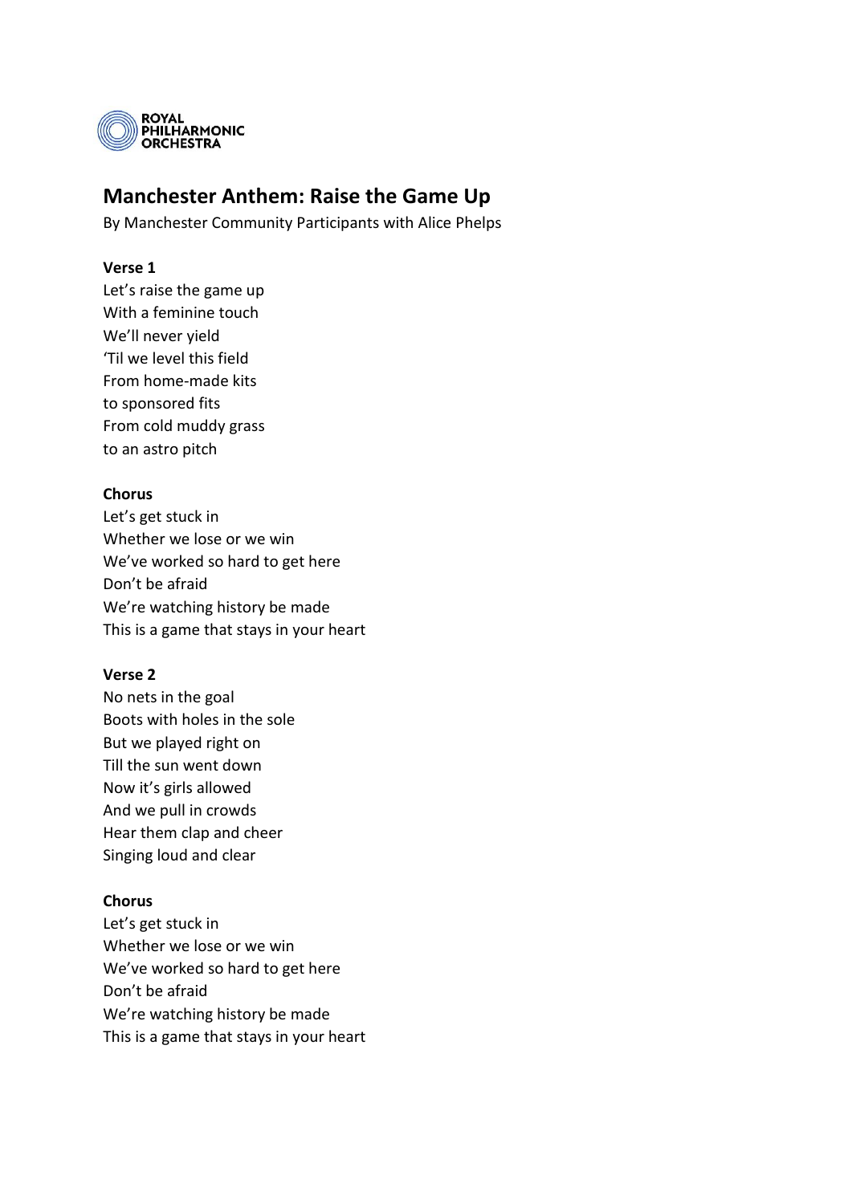ROYAL PHILHARMONIC ORCHESTRA

# Manchester Anthem: Raise the Game Up

By Manchester Community Participants with Alice Phelps

**Verse 1**

Let's raise the game up  
With a feminine touch  
We'll never yield  
'Til we level this field  
From home-made kits  
to sponsored fits  
From cold muddy grass  
to an astro pitch

**Chorus**

Let's get stuck in  
Whether we lose or we win  
We've worked so hard to get here  
Don't be afraid  
We're watching history be made  
This is a game that stays in your heart

**Verse 2**

No nets in the goal  
Boots with holes in the sole  
But we played right on  
Till the sun went down  
Now it's girls allowed  
And we pull in crowds  
Hear them clap and cheer  
Singing loud and clear

**Chorus**

Let's get stuck in  
Whether we lose or we win  
We've worked so hard to get here  
Don't be afraid  
We're watching history be made  
This is a game that stays in your heart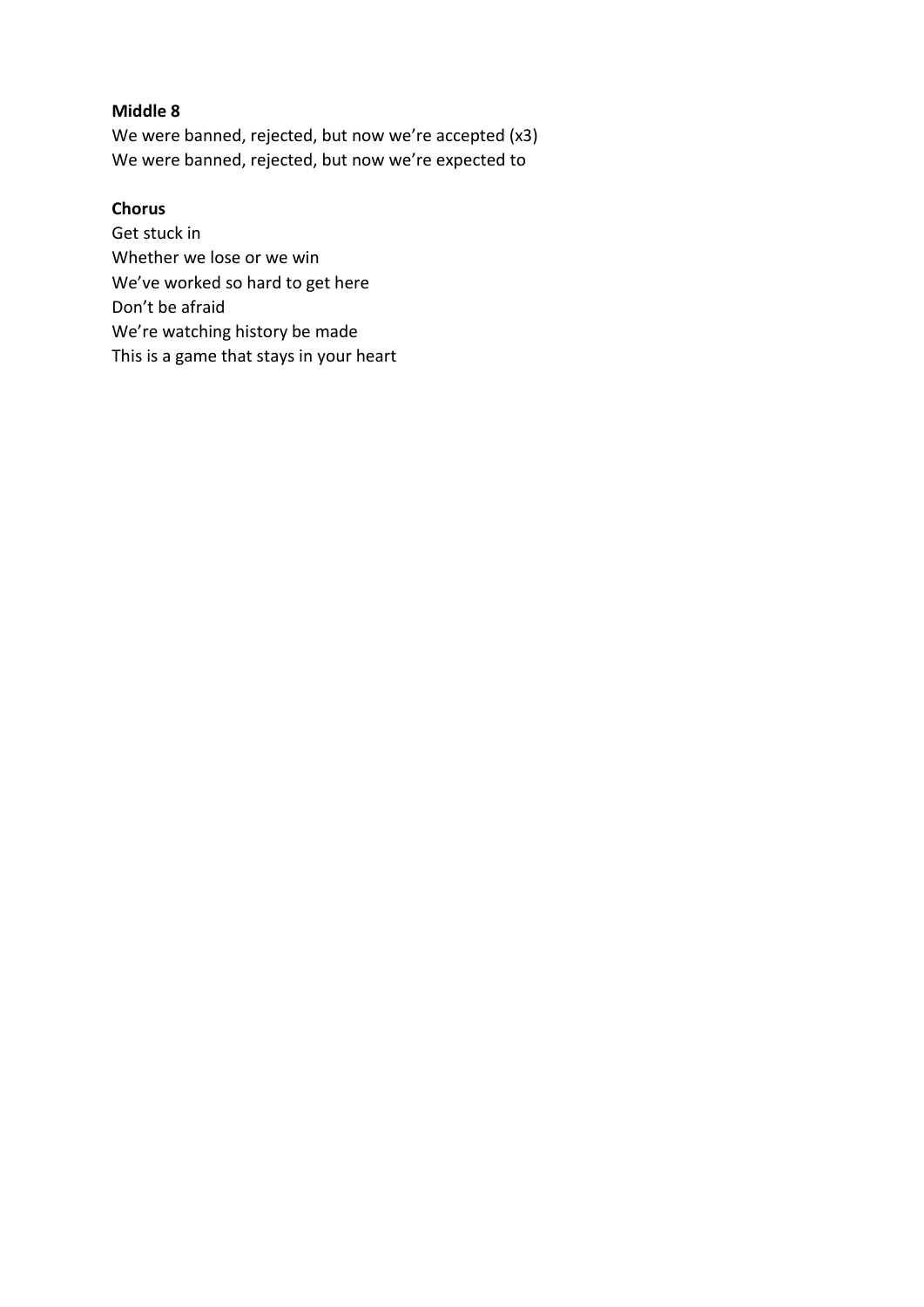**Middle 8**

We were banned, rejected, but now we're accepted (x3)
We were banned, rejected, but now we're expected to

**Chorus**

Get stuck in
Whether we lose or we win
We've worked so hard to get here
Don't be afraid
We're watching history be made
This is a game that stays in your heart